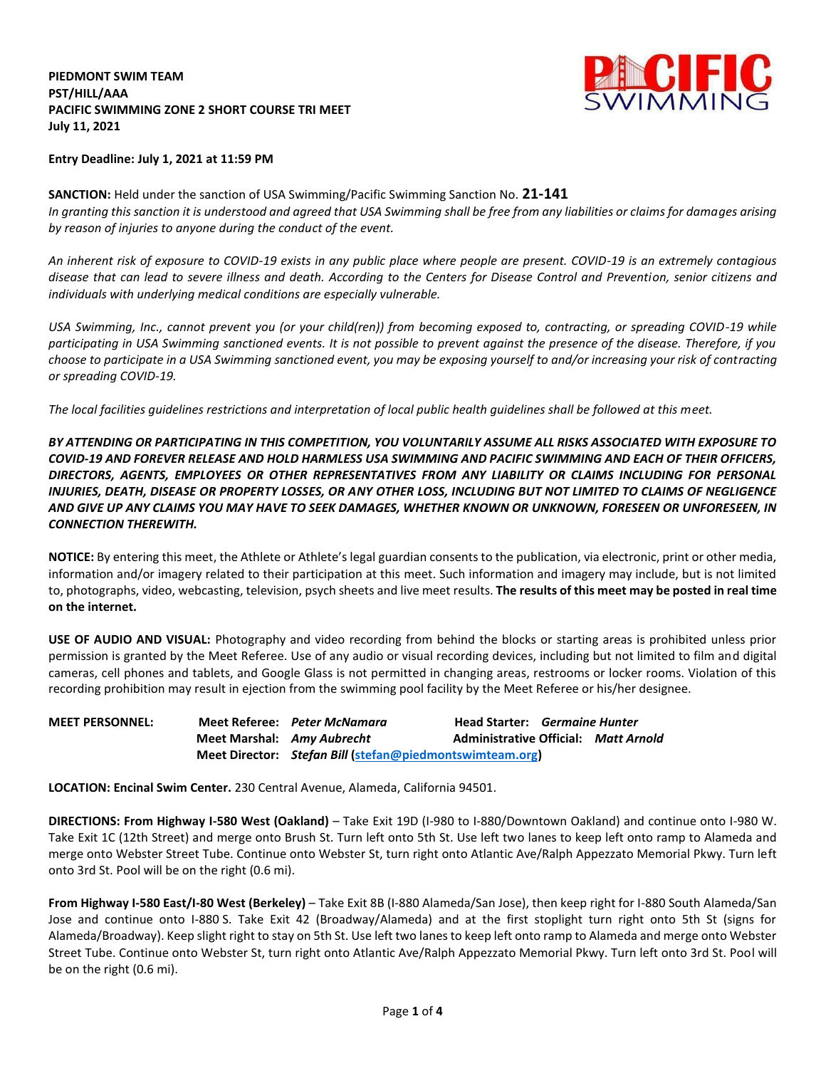**PIEDMONT SWIM TEAM**
**PST/HILL/AAA**
**PACIFIC SWIMMING ZONE 2 SHORT COURSE TRI MEET**
**July 11, 2021**

**Entry Deadline: July 1, 2021 at 11:59 PM**

**SANCTION:** Held under the sanction of USA Swimming/Pacific Swimming Sanction No. **21-141**
*In granting this sanction it is understood and agreed that USA Swimming shall be free from any liabilities or claims for damages arising by reason of injuries to anyone during the conduct of the event.*

*An inherent risk of exposure to COVID-19 exists in any public place where people are present. COVID-19 is an extremely contagious disease that can lead to severe illness and death. According to the Centers for Disease Control and Prevention, senior citizens and individuals with underlying medical conditions are especially vulnerable.*

*USA Swimming, Inc., cannot prevent you (or your child(ren)) from becoming exposed to, contracting, or spreading COVID-19 while participating in USA Swimming sanctioned events. It is not possible to prevent against the presence of the disease. Therefore, if you choose to participate in a USA Swimming sanctioned event, you may be exposing yourself to and/or increasing your risk of contracting or spreading COVID-19.*

*The local facilities guidelines restrictions and interpretation of local public health guidelines shall be followed at this meet.*

***BY ATTENDING OR PARTICIPATING IN THIS COMPETITION, YOU VOLUNTARILY ASSUME ALL RISKS ASSOCIATED WITH EXPOSURE TO COVID-19 AND FOREVER RELEASE AND HOLD HARMLESS USA SWIMMING AND PACIFIC SWIMMING AND EACH OF THEIR OFFICERS, DIRECTORS, AGENTS, EMPLOYEES OR OTHER REPRESENTATIVES FROM ANY LIABILITY OR CLAIMS INCLUDING FOR PERSONAL INJURIES, DEATH, DISEASE OR PROPERTY LOSSES, OR ANY OTHER LOSS, INCLUDING BUT NOT LIMITED TO CLAIMS OF NEGLIGENCE AND GIVE UP ANY CLAIMS YOU MAY HAVE TO SEEK DAMAGES, WHETHER KNOWN OR UNKNOWN, FORESEEN OR UNFORESEEN, IN CONNECTION THEREWITH.***

**NOTICE:** By entering this meet, the Athlete or Athlete's legal guardian consents to the publication, via electronic, print or other media, information and/or imagery related to their participation at this meet. Such information and imagery may include, but is not limited to, photographs, video, webcasting, television, psych sheets and live meet results. **The results of this meet may be posted in real time on the internet.**

**USE OF AUDIO AND VISUAL:** Photography and video recording from behind the blocks or starting areas is prohibited unless prior permission is granted by the Meet Referee. Use of any audio or visual recording devices, including but not limited to film and digital cameras, cell phones and tablets, and Google Glass is not permitted in changing areas, restrooms or locker rooms. Violation of this recording prohibition may result in ejection from the swimming pool facility by the Meet Referee or his/her designee.

**MEET PERSONNEL:**
- **Meet Referee:** *Peter McNamara*
- **Head Starter:** *Germaine Hunter*
- **Meet Marshal:** *Amy Aubrecht*
- **Administrative Official:** *Matt Arnold*
- **Meet Director:** *Stefan Bill* (stefan@piedmontswimteam.org)

**LOCATION: Encinal Swim Center.** 230 Central Avenue, Alameda, California 94501.

**DIRECTIONS: From Highway I-580 West (Oakland)** – Take Exit 19D (I-980 to I-880/Downtown Oakland) and continue onto I-980 W. Take Exit 1C (12th Street) and merge onto Brush St. Turn left onto 5th St. Use left two lanes to keep left onto ramp to Alameda and merge onto Webster Street Tube. Continue onto Webster St, turn right onto Atlantic Ave/Ralph Appezzato Memorial Pkwy. Turn left onto 3rd St. Pool will be on the right (0.6 mi).

**From Highway I-580 East/I-80 West (Berkeley)** – Take Exit 8B (I-880 Alameda/San Jose), then keep right for I-880 South Alameda/San Jose and continue onto I-880 S. Take Exit 42 (Broadway/Alameda) and at the first stoplight turn right onto 5th St (signs for Alameda/Broadway). Keep slight right to stay on 5th St. Use left two lanes to keep left onto ramp to Alameda and merge onto Webster Street Tube. Continue onto Webster St, turn right onto Atlantic Ave/Ralph Appezzato Memorial Pkwy. Turn left onto 3rd St. Pool will be on the right (0.6 mi).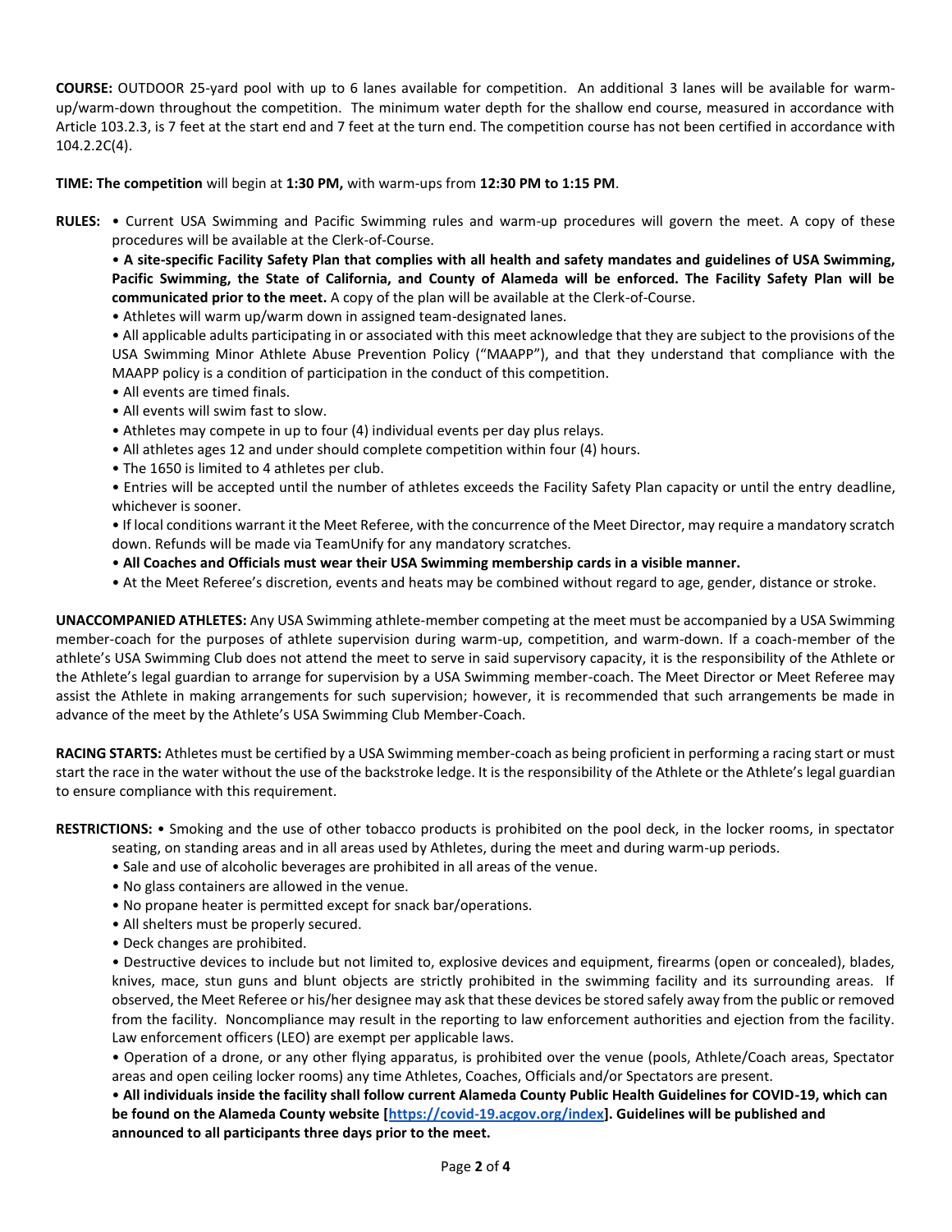**COURSE:** OUTDOOR 25-yard pool with up to 6 lanes available for competition. An additional 3 lanes will be available for warm-up/warm-down throughout the competition. The minimum water depth for the shallow end course, measured in accordance with Article 103.2.3, is 7 feet at the start end and 7 feet at the turn end. The competition course has not been certified in accordance with 104.2.2C(4).

**TIME: The competition** will begin at **1:30 PM,** with warm-ups from **12:30 PM to 1:15 PM**.

**RULES:**

- Current USA Swimming and Pacific Swimming rules and warm-up procedures will govern the meet. A copy of these procedures will be available at the Clerk-of-Course.
- **A site-specific Facility Safety Plan that complies with all health and safety mandates and guidelines of USA Swimming, Pacific Swimming, the State of California, and County of Alameda will be enforced. The Facility Safety Plan will be communicated prior to the meet.** A copy of the plan will be available at the Clerk-of-Course.
- Athletes will warm up/warm down in assigned team-designated lanes.
- All applicable adults participating in or associated with this meet acknowledge that they are subject to the provisions of the USA Swimming Minor Athlete Abuse Prevention Policy ("MAAPP"), and that they understand that compliance with the MAAPP policy is a condition of participation in the conduct of this competition.
- All events are timed finals.
- All events will swim fast to slow.
- Athletes may compete in up to four (4) individual events per day plus relays.
- All athletes ages 12 and under should complete competition within four (4) hours.
- The 1650 is limited to 4 athletes per club.
- Entries will be accepted until the number of athletes exceeds the Facility Safety Plan capacity or until the entry deadline, whichever is sooner.
- If local conditions warrant it the Meet Referee, with the concurrence of the Meet Director, may require a mandatory scratch down. Refunds will be made via TeamUnify for any mandatory scratches.
- **All Coaches and Officials must wear their USA Swimming membership cards in a visible manner.**
- At the Meet Referee's discretion, events and heats may be combined without regard to age, gender, distance or stroke.

**UNACCOMPANIED ATHLETES:** Any USA Swimming athlete-member competing at the meet must be accompanied by a USA Swimming member-coach for the purposes of athlete supervision during warm-up, competition, and warm-down. If a coach-member of the athlete's USA Swimming Club does not attend the meet to serve in said supervisory capacity, it is the responsibility of the Athlete or the Athlete's legal guardian to arrange for supervision by a USA Swimming member-coach. The Meet Director or Meet Referee may assist the Athlete in making arrangements for such supervision; however, it is recommended that such arrangements be made in advance of the meet by the Athlete's USA Swimming Club Member-Coach.

**RACING STARTS:** Athletes must be certified by a USA Swimming member-coach as being proficient in performing a racing start or must start the race in the water without the use of the backstroke ledge. It is the responsibility of the Athlete or the Athlete's legal guardian to ensure compliance with this requirement.

**RESTRICTIONS:**

- Smoking and the use of other tobacco products is prohibited on the pool deck, in the locker rooms, in spectator seating, on standing areas and in all areas used by Athletes, during the meet and during warm-up periods.
- Sale and use of alcoholic beverages are prohibited in all areas of the venue.
- No glass containers are allowed in the venue.
- No propane heater is permitted except for snack bar/operations.
- All shelters must be properly secured.
- Deck changes are prohibited.
- Destructive devices to include but not limited to, explosive devices and equipment, firearms (open or concealed), blades, knives, mace, stun guns and blunt objects are strictly prohibited in the swimming facility and its surrounding areas. If observed, the Meet Referee or his/her designee may ask that these devices be stored safely away from the public or removed from the facility. Noncompliance may result in the reporting to law enforcement authorities and ejection from the facility. Law enforcement officers (LEO) are exempt per applicable laws.
- Operation of a drone, or any other flying apparatus, is prohibited over the venue (pools, Athlete/Coach areas, Spectator areas and open ceiling locker rooms) any time Athletes, Coaches, Officials and/or Spectators are present.
- **All individuals inside the facility shall follow current Alameda County Public Health Guidelines for COVID-19, which can be found on the Alameda County website [https://covid-19.acgov.org/index]. Guidelines will be published and announced to all participants three days prior to the meet.**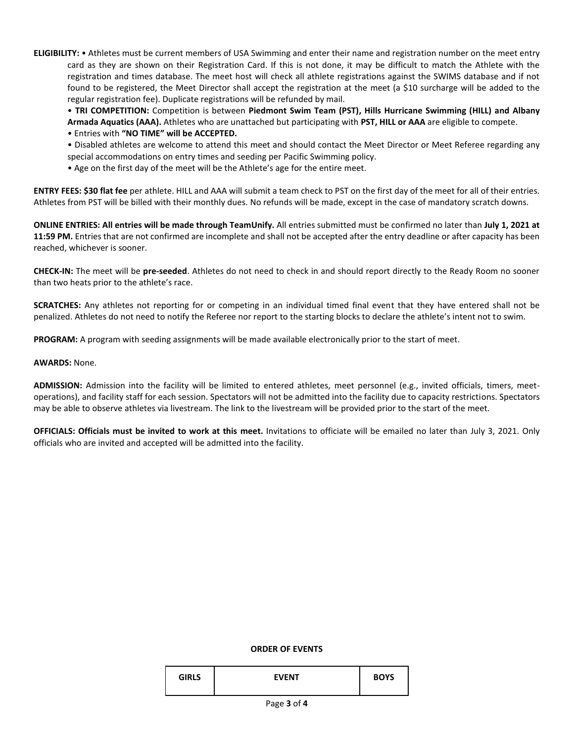**ELIGIBILITY:** • Athletes must be current members of USA Swimming and enter their name and registration number on the meet entry card as they are shown on their Registration Card. If this is not done, it may be difficult to match the Athlete with the registration and times database. The meet host will check all athlete registrations against the SWIMS database and if not found to be registered, the Meet Director shall accept the registration at the meet (a $10 surcharge will be added to the regular registration fee). Duplicate registrations will be refunded by mail.

• **TRI COMPETITION:** Competition is between **Piedmont Swim Team (PST), Hills Hurricane Swimming (HILL) and Albany Armada Aquatics (AAA).** Athletes who are unattached but participating with **PST, HILL or AAA** are eligible to compete.

• Entries with **"NO TIME" will be ACCEPTED.**

• Disabled athletes are welcome to attend this meet and should contact the Meet Director or Meet Referee regarding any special accommodations on entry times and seeding per Pacific Swimming policy.

• Age on the first day of the meet will be the Athlete's age for the entire meet.

**ENTRY FEES: $30 flat fee** per athlete. HILL and AAA will submit a team check to PST on the first day of the meet for all of their entries. Athletes from PST will be billed with their monthly dues. No refunds will be made, except in the case of mandatory scratch downs.

**ONLINE ENTRIES: All entries will be made through TeamUnify.** All entries submitted must be confirmed no later than **July 1, 2021 at 11:59 PM.** Entries that are not confirmed are incomplete and shall not be accepted after the entry deadline or after capacity has been reached, whichever is sooner.

**CHECK-IN:** The meet will be **pre-seeded**. Athletes do not need to check in and should report directly to the Ready Room no sooner than two heats prior to the athlete's race.

**SCRATCHES:** Any athletes not reporting for or competing in an individual timed final event that they have entered shall not be penalized. Athletes do not need to notify the Referee nor report to the starting blocks to declare the athlete's intent not to swim.

**PROGRAM:** A program with seeding assignments will be made available electronically prior to the start of meet.

**AWARDS:** None.

**ADMISSION:** Admission into the facility will be limited to entered athletes, meet personnel (e.g., invited officials, timers, meet-operations), and facility staff for each session. Spectators will not be admitted into the facility due to capacity restrictions. Spectators may be able to observe athletes via livestream. The link to the livestream will be provided prior to the start of the meet.

**OFFICIALS: Officials must be invited to work at this meet.** Invitations to officiate will be emailed no later than July 3, 2021. Only officials who are invited and accepted will be admitted into the facility.

**ORDER OF EVENTS**

| GIRLS | EVENT | BOYS |
| --- | --- | --- |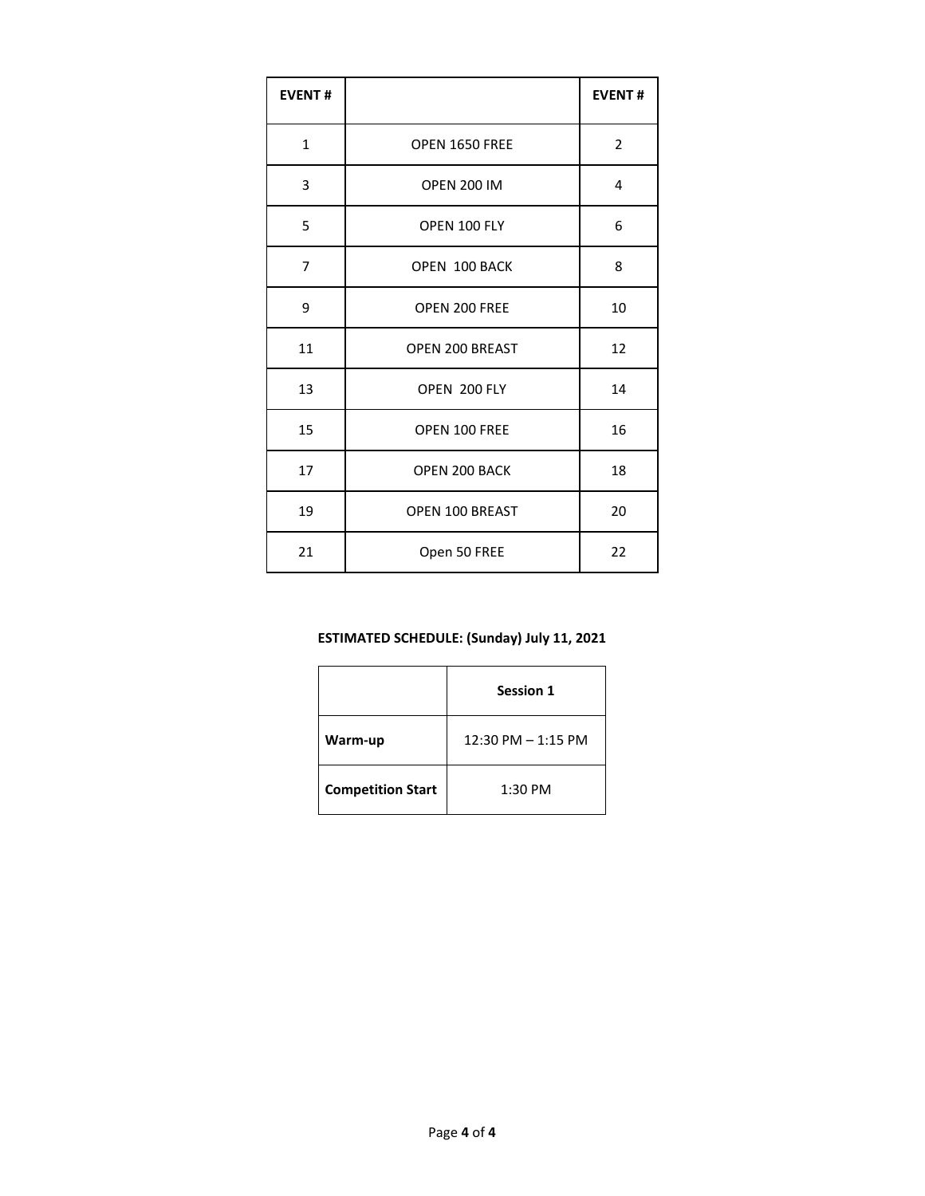| EVENT # | | EVENT # |
|---|---|---|
| 1 | OPEN 1650 FREE | 2 |
| 3 | OPEN 200 IM | 4 |
| 5 | OPEN 100 FLY | 6 |
| 7 | OPEN 100 BACK | 8 |
| 9 | OPEN 200 FREE | 10 |
| 11 | OPEN 200 BREAST | 12 |
| 13 | OPEN 200 FLY | 14 |
| 15 | OPEN 100 FREE | 16 |
| 17 | OPEN 200 BACK | 18 |
| 19 | OPEN 100 BREAST | 20 |
| 21 | Open 50 FREE | 22 |

**ESTIMATED SCHEDULE: (Sunday) July 11, 2021**

| | **Session 1** |
|---|---|
| **Warm-up** | 12:30 PM – 1:15 PM |
| **Competition Start** | 1:30 PM |